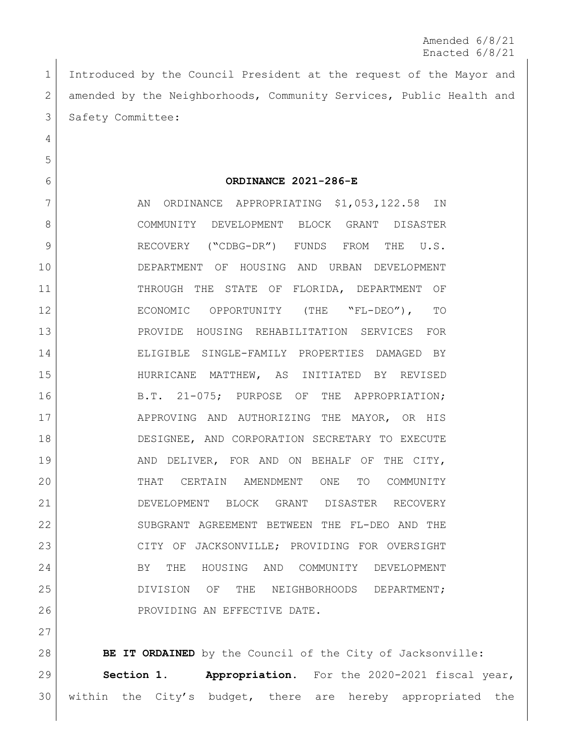Amended 6/8/21
Enacted 6/8/21

Introduced by the Council President at the request of the Mayor and amended by the Neighborhoods, Community Services, Public Health and Safety Committee:

**ORDINANCE 2021-286-E**

AN ORDINANCE APPROPRIATING $1,053,122.58 IN COMMUNITY DEVELOPMENT BLOCK GRANT DISASTER RECOVERY ("CDBG-DR") FUNDS FROM THE U.S. DEPARTMENT OF HOUSING AND URBAN DEVELOPMENT THROUGH THE STATE OF FLORIDA, DEPARTMENT OF ECONOMIC OPPORTUNITY (THE "FL-DEO"), TO PROVIDE HOUSING REHABILITATION SERVICES FOR ELIGIBLE SINGLE-FAMILY PROPERTIES DAMAGED BY HURRICANE MATTHEW, AS INITIATED BY REVISED B.T. 21-075; PURPOSE OF THE APPROPRIATION; APPROVING AND AUTHORIZING THE MAYOR, OR HIS DESIGNEE, AND CORPORATION SECRETARY TO EXECUTE AND DELIVER, FOR AND ON BEHALF OF THE CITY, THAT CERTAIN AMENDMENT ONE TO COMMUNITY DEVELOPMENT BLOCK GRANT DISASTER RECOVERY SUBGRANT AGREEMENT BETWEEN THE FL-DEO AND THE CITY OF JACKSONVILLE; PROVIDING FOR OVERSIGHT BY THE HOUSING AND COMMUNITY DEVELOPMENT DIVISION OF THE NEIGHBORHOODS DEPARTMENT; PROVIDING AN EFFECTIVE DATE.

**BE IT ORDAINED** by the Council of the City of Jacksonville:

**Section 1. Appropriation.** For the 2020-2021 fiscal year, within the City's budget, there are hereby appropriated the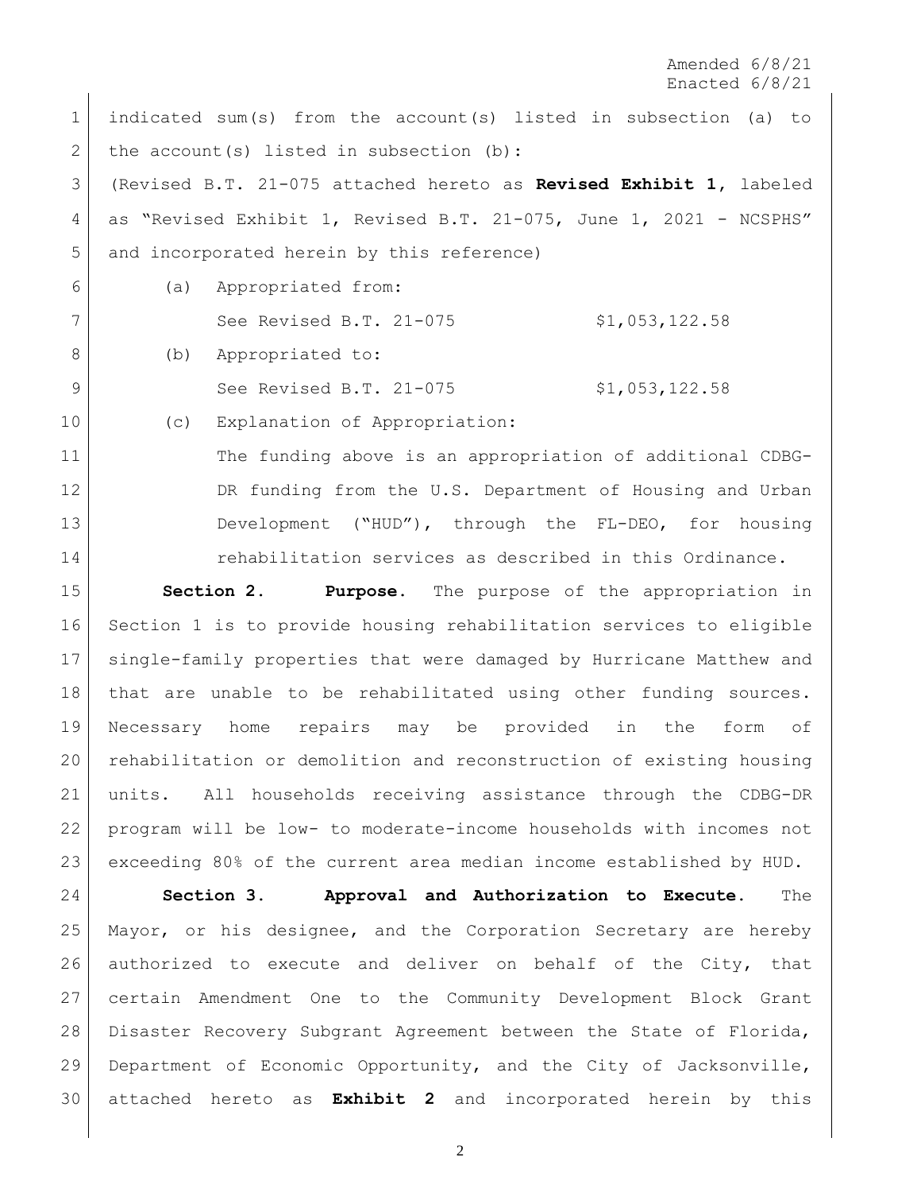indicated sum(s) from the account(s) listed in subsection (a) to the account(s) listed in subsection (b):

(Revised B.T. 21-075 attached hereto as **Revised Exhibit 1**, labeled as "Revised Exhibit 1, Revised B.T. 21-075, June 1, 2021 - NCSPHS" and incorporated herein by this reference)

(a) Appropriated from:

See Revised B.T. 21-075 $1,053,122.58

(b) Appropriated to:

See Revised B.T. 21-075 $1,053,122.58

(c) Explanation of Appropriation:

The funding above is an appropriation of additional CDBG-DR funding from the U.S. Department of Housing and Urban Development ("HUD"), through the FL-DEO, for housing rehabilitation services as described in this Ordinance.

**Section 2. Purpose.** The purpose of the appropriation in Section 1 is to provide housing rehabilitation services to eligible single-family properties that were damaged by Hurricane Matthew and that are unable to be rehabilitated using other funding sources. Necessary home repairs may be provided in the form of rehabilitation or demolition and reconstruction of existing housing units. All households receiving assistance through the CDBG-DR program will be low- to moderate-income households with incomes not exceeding 80% of the current area median income established by HUD.

**Section 3. Approval and Authorization to Execute.** The Mayor, or his designee, and the Corporation Secretary are hereby authorized to execute and deliver on behalf of the City, that certain Amendment One to the Community Development Block Grant Disaster Recovery Subgrant Agreement between the State of Florida, Department of Economic Opportunity, and the City of Jacksonville, attached hereto as **Exhibit 2** and incorporated herein by this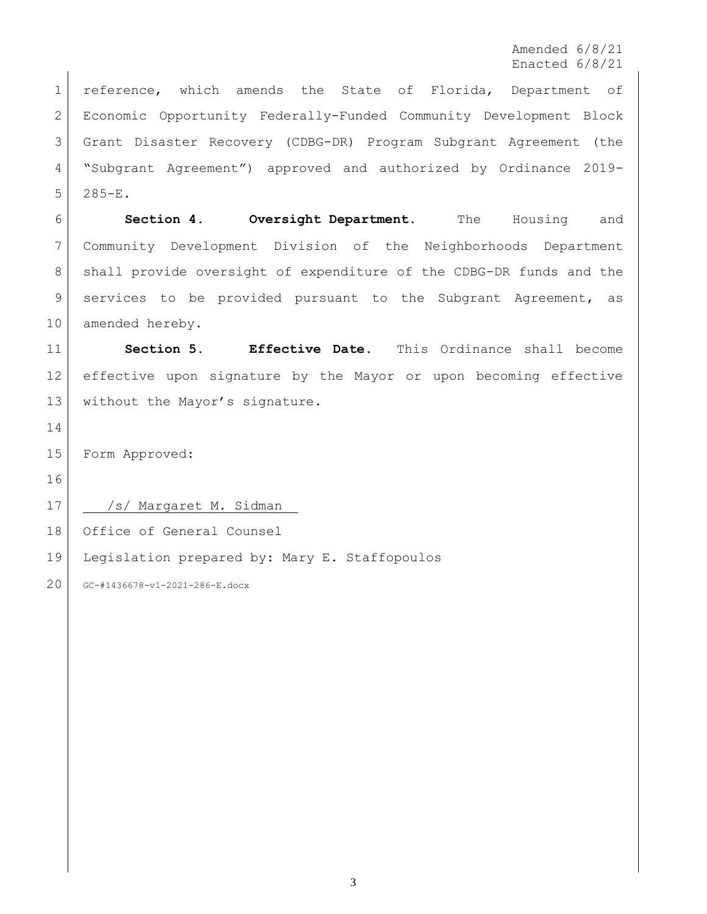Amended 6/8/21
Enacted 6/8/21

reference, which amends the State of Florida, Department of Economic Opportunity Federally-Funded Community Development Block Grant Disaster Recovery (CDBG-DR) Program Subgrant Agreement (the "Subgrant Agreement") approved and authorized by Ordinance 2019-285-E.

**Section 4. Oversight Department.** The Housing and Community Development Division of the Neighborhoods Department shall provide oversight of expenditure of the CDBG-DR funds and the services to be provided pursuant to the Subgrant Agreement, as amended hereby.

**Section 5. Effective Date.** This Ordinance shall become effective upon signature by the Mayor or upon becoming effective without the Mayor's signature.

Form Approved:

/s/ Margaret M. Sidman

Office of General Counsel

Legislation prepared by: Mary E. Staffopoulos

GC-#1436678-v1-2021-286-E.docx